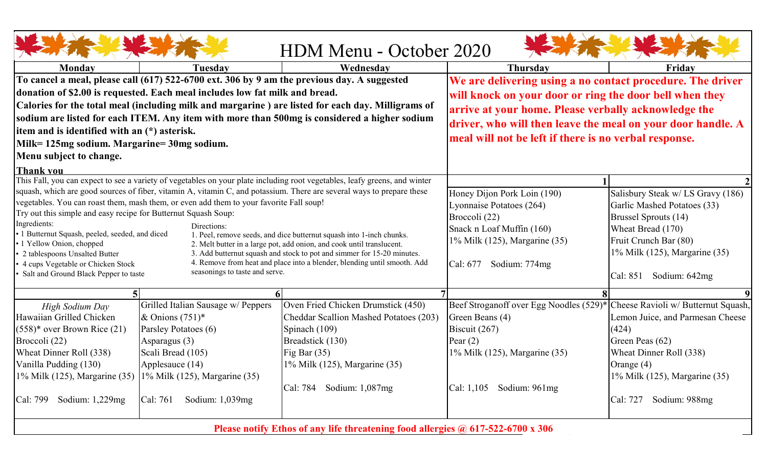# HDM Menu - October 2020

| Monday | Tuesday | Wednesday | Thursday | Friday |
|---|---|---|---|---|
| **To cancel a meal, please call (617) 522-6700 ext. 306 by 9 am the previous day. A suggested donation of $2.00 is requested. Each meal includes low fat milk and bread. Calories for the total meal (including milk and margarine ) are listed for each day. Milligrams of sodium are listed for each ITEM. Any item with more than 500mg is considered a higher sodium item and is identified with an (*) asterisk. Milk= 125mg sodium. Margarine= 30mg sodium. Menu subject to change. Thank you** | | | **We are delivering using a no contact procedure. The driver will knock on your door or ring the door bell when they arrive at your home. Please verbally acknowledge the driver, who will then leave the meal on your door handle. A meal will not be left if there is no verbal response.** | |
| This Fall, you can expect to see a variety of vegetables on your plate including root vegetables, leafy greens, and winter squash, which are good sources of fiber, vitamin A, vitamin C, and potassium. There are several ways to prepare these vegetables. You can roast them, mash them, or even add them to your favorite Fall soup! Try out this simple and easy recipe for Butternut Squash Soup: Ingredients: • 1 Butternut Squash, peeled, seeded, and diced • 1 Yellow Onion, chopped • 2 tablespoons Unsalted Butter • 4 cups Vegetable or Chicken Stock • Salt and Ground Black Pepper to taste Directions: 1. Peel, remove seeds, and dice butternut squash into 1-inch chunks. 2. Melt butter in a large pot, add onion, and cook until translucent. 3. Add butternut squash and stock to pot and simmer for 15-20 minutes. 4. Remove from heat and place into a blender, blending until smooth. Add seasonings to taste and serve. | | | **1**<br>Honey Dijon Pork Loin (190)<br>Lyonnaise Potatoes (264)<br>Broccoli (22)<br>Snack n Loaf Muffin (160)<br>1% Milk (125), Margarine (35)<br><br>Cal: 677 Sodium: 774mg | **2**<br>Salisbury Steak w/ LS Gravy (186)<br>Garlic Mashed Potatoes (33)<br>Brussel Sprouts (14)<br>Wheat Bread (170)<br>Fruit Crunch Bar (80)<br>1% Milk (125), Margarine (35)<br><br>Cal: 851 Sodium: 642mg |
| **5**<br>*High Sodium Day*<br>Hawaiian Grilled Chicken (558)* over Brown Rice (21)<br>Broccoli (22)<br>Wheat Dinner Roll (338)<br>Vanilla Pudding (130)<br>1% Milk (125), Margarine (35)<br><br>Cal: 799 Sodium: 1,229mg | **6**<br>Grilled Italian Sausage w/ Peppers & Onions (751)*<br>Parsley Potatoes (6)<br>Asparagus (3)<br>Scali Bread (105)<br>Applesauce (14)<br>1% Milk (125), Margarine (35)<br><br>Cal: 761 Sodium: 1,039mg | **7**<br>Oven Fried Chicken Drumstick (450)<br>Cheddar Scallion Mashed Potatoes (203)<br>Spinach (109)<br>Breadstick (130)<br>Fig Bar (35)<br>1% Milk (125), Margarine (35)<br><br>Cal: 784 Sodium: 1,087mg | **8**<br>Beef Stroganoff over Egg Noodles (529)*<br>Green Beans (4)<br>Biscuit (267)<br>Pear (2)<br>1% Milk (125), Margarine (35)<br><br>Cal: 1,105 Sodium: 961mg | **9**<br>Cheese Ravioli w/ Butternut Squash, Lemon Juice, and Parmesan Cheese (424)<br>Green Peas (62)<br>Wheat Dinner Roll (338)<br>Orange (4)<br>1% Milk (125), Margarine (35)<br><br>Cal: 727 Sodium: 988mg |

**Please notify Ethos of any life threatening food allergies @ 617-522-6700 x 306**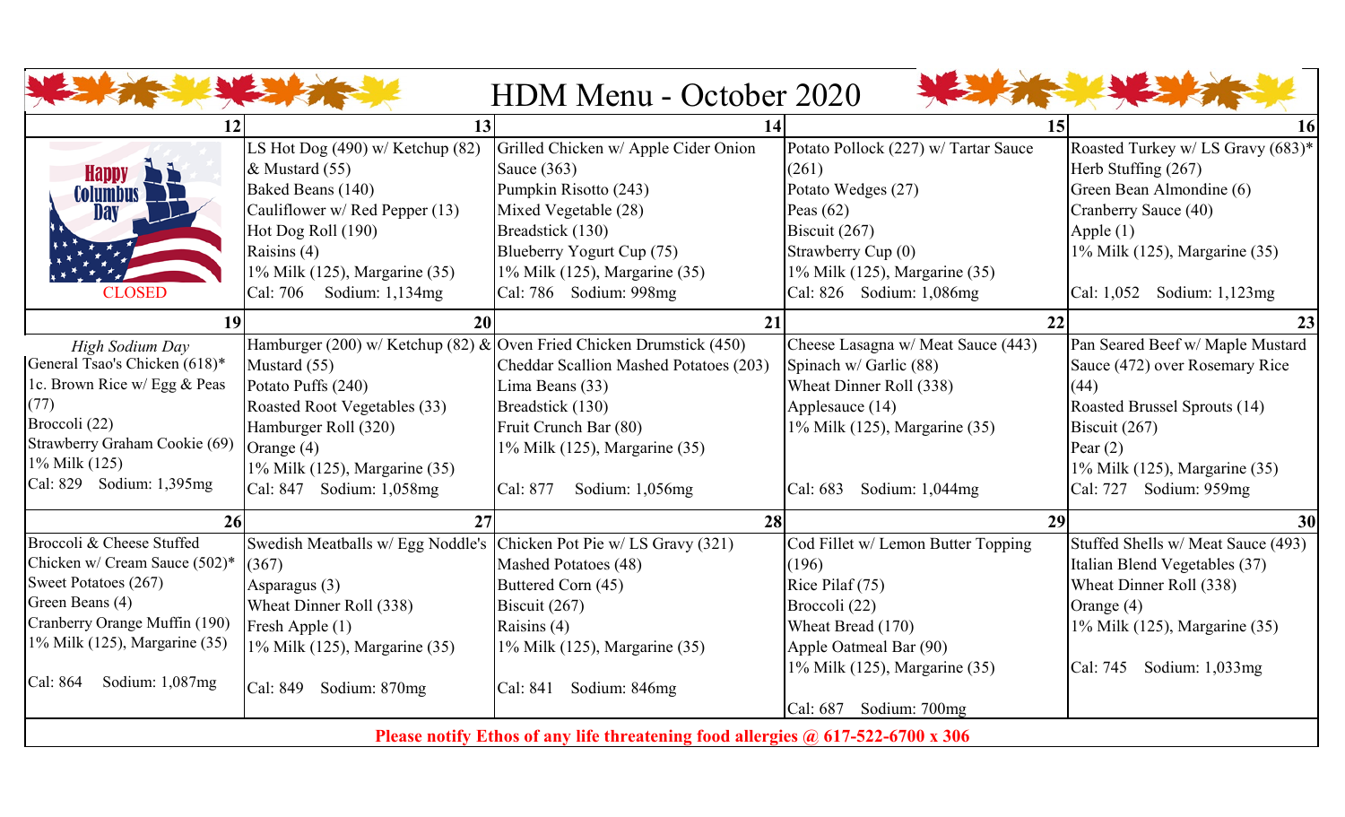# HDM Menu - October 2020

| 12 | 13 | 14 | 15 | 16 |
|---|---|---|---|---|
| Happy Columbus Day<br>CLOSED | LS Hot Dog (490) w/ Ketchup (82) & Mustard (55)<br>Baked Beans (140)<br>Cauliflower w/ Red Pepper (13)<br>Hot Dog Roll (190)<br>Raisins (4)<br>1% Milk (125), Margarine (35)<br>Cal: 706 Sodium: 1,134mg | Grilled Chicken w/ Apple Cider Onion Sauce (363)<br>Pumpkin Risotto (243)<br>Mixed Vegetable (28)<br>Breadstick (130)<br>Blueberry Yogurt Cup (75)<br>1% Milk (125), Margarine (35)<br>Cal: 786 Sodium: 998mg | Potato Pollock (227) w/ Tartar Sauce (261)<br>Potato Wedges (27)<br>Peas (62)<br>Biscuit (267)<br>Strawberry Cup (0)<br>1% Milk (125), Margarine (35)<br>Cal: 826 Sodium: 1,086mg | Roasted Turkey w/ LS Gravy (683)*<br>Herb Stuffing (267)<br>Green Bean Almondine (6)<br>Cranberry Sauce (40)<br>Apple (1)<br>1% Milk (125), Margarine (35)<br>Cal: 1,052 Sodium: 1,123mg |
| **19** | **20** | **21** | **22** | **23** |
| *High Sodium Day*<br>General Tsao's Chicken (618)*<br>1c. Brown Rice w/ Egg & Peas (77)<br>Broccoli (22)<br>Strawberry Graham Cookie (69)<br>1% Milk (125)<br>Cal: 829 Sodium: 1,395mg | Hamburger (200) w/ Ketchup (82) & Mustard (55)<br>Potato Puffs (240)<br>Roasted Root Vegetables (33)<br>Hamburger Roll (320)<br>Orange (4)<br>1% Milk (125), Margarine (35)<br>Cal: 847 Sodium: 1,058mg | Oven Fried Chicken Drumstick (450)<br>Cheddar Scallion Mashed Potatoes (203)<br>Lima Beans (33)<br>Breadstick (130)<br>Fruit Crunch Bar (80)<br>1% Milk (125), Margarine (35)<br>Cal: 877 Sodium: 1,056mg | Cheese Lasagna w/ Meat Sauce (443)<br>Spinach w/ Garlic (88)<br>Wheat Dinner Roll (338)<br>Applesauce (14)<br>1% Milk (125), Margarine (35)<br>Cal: 683 Sodium: 1,044mg | Pan Seared Beef w/ Maple Mustard Sauce (472) over Rosemary Rice (44)<br>Roasted Brussel Sprouts (14)<br>Biscuit (267)<br>Pear (2)<br>1% Milk (125), Margarine (35)<br>Cal: 727 Sodium: 959mg |
| **26** | **27** | **28** | **29** | **30** |
| Broccoli & Cheese Stuffed Chicken w/ Cream Sauce (502)*<br>Sweet Potatoes (267)<br>Green Beans (4)<br>Cranberry Orange Muffin (190)<br>1% Milk (125), Margarine (35)<br>Cal: 864 Sodium: 1,087mg | Swedish Meatballs w/ Egg Noddle's (367)<br>Asparagus (3)<br>Wheat Dinner Roll (338)<br>Fresh Apple (1)<br>1% Milk (125), Margarine (35)<br>Cal: 849 Sodium: 870mg | Chicken Pot Pie w/ LS Gravy (321)<br>Mashed Potatoes (48)<br>Buttered Corn (45)<br>Biscuit (267)<br>Raisins (4)<br>1% Milk (125), Margarine (35)<br>Cal: 841 Sodium: 846mg | Cod Fillet w/ Lemon Butter Topping (196)<br>Rice Pilaf (75)<br>Broccoli (22)<br>Wheat Bread (170)<br>Apple Oatmeal Bar (90)<br>1% Milk (125), Margarine (35)<br>Cal: 687 Sodium: 700mg | Stuffed Shells w/ Meat Sauce (493)<br>Italian Blend Vegetables (37)<br>Wheat Dinner Roll (338)<br>Orange (4)<br>1% Milk (125), Margarine (35)<br>Cal: 745 Sodium: 1,033mg |

**Please notify Ethos of any life threatening food allergies @ 617-522-6700 x 306**